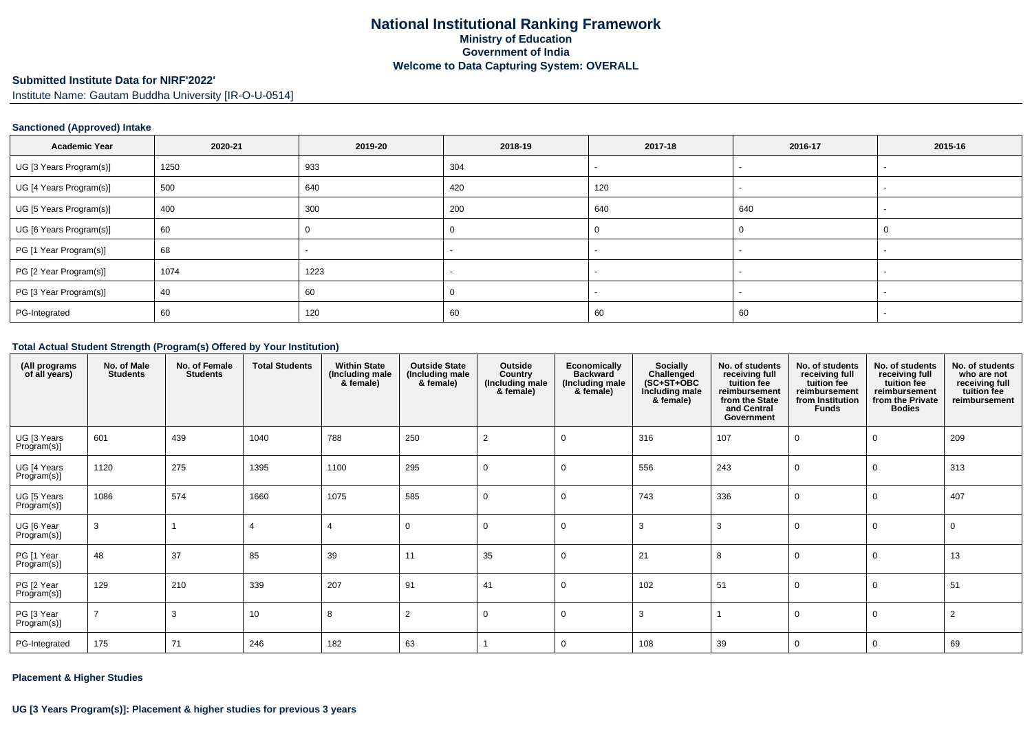# National Institutional Ranking Framework
## Ministry of Education
## Government of India
## Welcome to Data Capturing System: OVERALL

### Submitted Institute Data for NIRF'2022'

Institute Name: Gautam Buddha University [IR-O-U-0514]

#### Sanctioned (Approved) Intake

| Academic Year | 2020-21 | 2019-20 | 2018-19 | 2017-18 | 2016-17 | 2015-16 |
|---|---|---|---|---|---|---|
| UG [3 Years Program(s)] | 1250 | 933 | 304 | - | - | - |
| UG [4 Years Program(s)] | 500 | 640 | 420 | 120 | - | - |
| UG [5 Years Program(s)] | 400 | 300 | 200 | 640 | 640 | - |
| UG [6 Years Program(s)] | 60 | 0 | 0 | 0 | 0 | 0 |
| PG [1 Year Program(s)] | 68 | - | - | - | - | - |
| PG [2 Year Program(s)] | 1074 | 1223 | - | - | - | - |
| PG [3 Year Program(s)] | 40 | 60 | 0 | - | - | - |
| PG-Integrated | 60 | 120 | 60 | 60 | 60 | - |

#### Total Actual Student Strength (Program(s) Offered by Your Institution)

| (All programs of all years) | No. of Male Students | No. of Female Students | Total Students | Within State (Including male & female) | Outside State (Including male & female) | Outside Country (Including male & female) | Economically Backward (Including male & female) | Socially Challenged (SC+ST+OBC Including male & female) | No. of students receiving full tuition fee reimbursement from the State and Central Government | No. of students receiving full tuition fee reimbursement from Institution Funds | No. of students receiving full tuition fee reimbursement from the Private Bodies | No. of students who are not receiving full tuition fee reimbursement |
|---|---|---|---|---|---|---|---|---|---|---|---|---|
| UG [3 Years Program(s)] | 601 | 439 | 1040 | 788 | 250 | 2 | 0 | 316 | 107 | 0 | 0 | 209 |
| UG [4 Years Program(s)] | 1120 | 275 | 1395 | 1100 | 295 | 0 | 0 | 556 | 243 | 0 | 0 | 313 |
| UG [5 Years Program(s)] | 1086 | 574 | 1660 | 1075 | 585 | 0 | 0 | 743 | 336 | 0 | 0 | 407 |
| UG [6 Year Program(s)] | 3 | 1 | 4 | 4 | 0 | 0 | 0 | 3 | 3 | 0 | 0 | 0 |
| PG [1 Year Program(s)] | 48 | 37 | 85 | 39 | 11 | 35 | 0 | 21 | 8 | 0 | 0 | 13 |
| PG [2 Year Program(s)] | 129 | 210 | 339 | 207 | 91 | 41 | 0 | 102 | 51 | 0 | 0 | 51 |
| PG [3 Year Program(s)] | 7 | 3 | 10 | 8 | 2 | 0 | 0 | 3 | 1 | 0 | 0 | 2 |
| PG-Integrated | 175 | 71 | 246 | 182 | 63 | 1 | 0 | 108 | 39 | 0 | 0 | 69 |

#### Placement & Higher Studies

#### UG [3 Years Program(s)]: Placement & higher studies for previous 3 years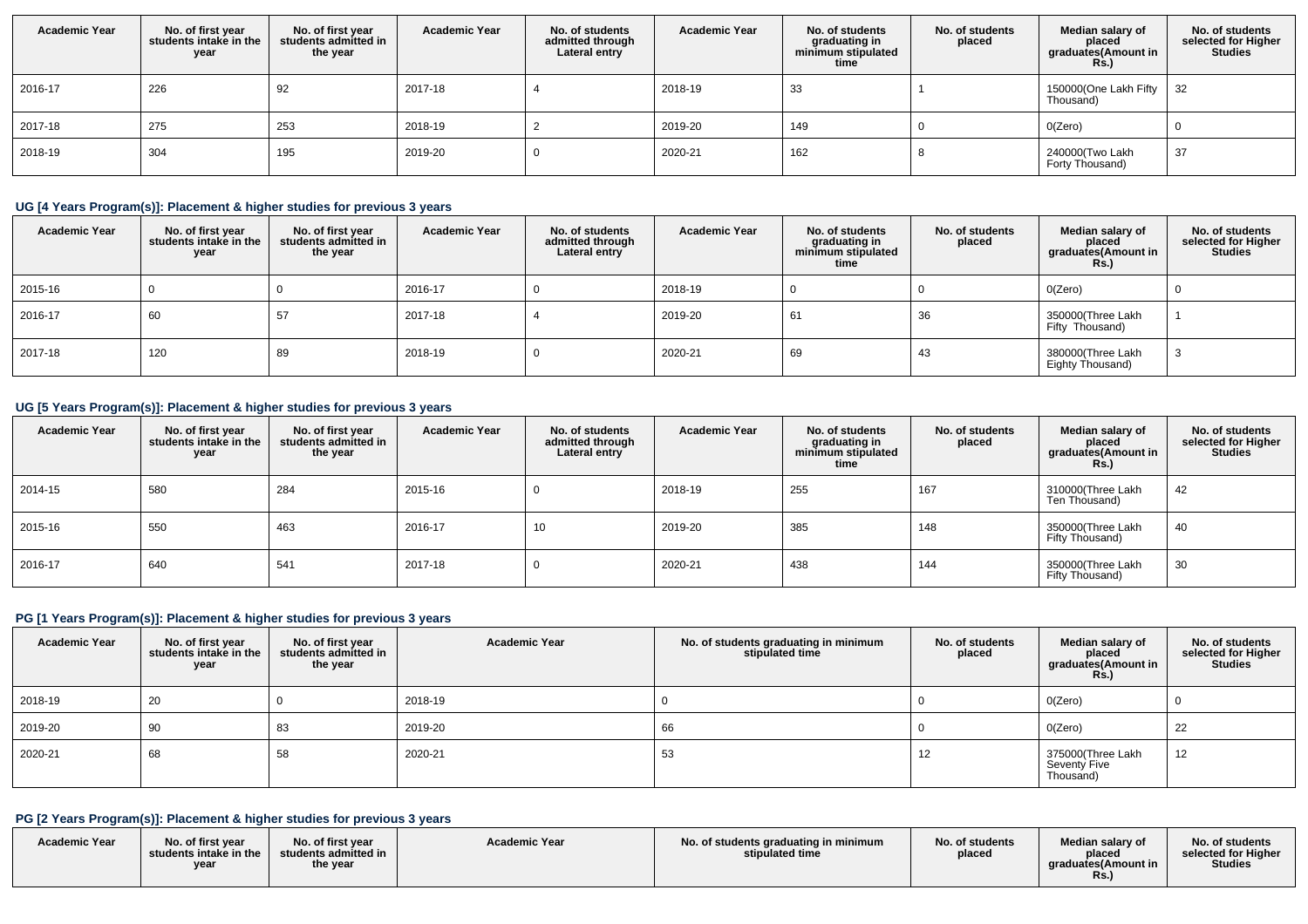| Academic Year | No. of first year students intake in the year | No. of first year students admitted in the year | Academic Year | No. of students admitted through Lateral entry | Academic Year | No. of students graduating in minimum stipulated time | No. of students placed | Median salary of placed graduates(Amount in Rs.) | No. of students selected for Higher Studies |
|---|---|---|---|---|---|---|---|---|---|
| 2016-17 | 226 | 92 | 2017-18 | 4 | 2018-19 | 33 | 1 | 150000(One Lakh Fifty Thousand) | 32 |
| 2017-18 | 275 | 253 | 2018-19 | 2 | 2019-20 | 149 | 0 | 0(Zero) | 0 |
| 2018-19 | 304 | 195 | 2019-20 | 0 | 2020-21 | 162 | 8 | 240000(Two Lakh Forty Thousand) | 37 |

### UG [4 Years Program(s)]: Placement & higher studies for previous 3 years

| Academic Year | No. of first year students intake in the year | No. of first year students admitted in the year | Academic Year | No. of students admitted through Lateral entry | Academic Year | No. of students graduating in minimum stipulated time | No. of students placed | Median salary of placed graduates(Amount in Rs.) | No. of students selected for Higher Studies |
|---|---|---|---|---|---|---|---|---|---|
| 2015-16 | 0 | 0 | 2016-17 | 0 | 2018-19 | 0 | 0 | 0(Zero) | 0 |
| 2016-17 | 60 | 57 | 2017-18 | 4 | 2019-20 | 61 | 36 | 350000(Three Lakh Fifty Thousand) | 1 |
| 2017-18 | 120 | 89 | 2018-19 | 0 | 2020-21 | 69 | 43 | 380000(Three Lakh Eighty Thousand) | 3 |

### UG [5 Years Program(s)]: Placement & higher studies for previous 3 years

| Academic Year | No. of first year students intake in the year | No. of first year students admitted in the year | Academic Year | No. of students admitted through Lateral entry | Academic Year | No. of students graduating in minimum stipulated time | No. of students placed | Median salary of placed graduates(Amount in Rs.) | No. of students selected for Higher Studies |
|---|---|---|---|---|---|---|---|---|---|
| 2014-15 | 580 | 284 | 2015-16 | 0 | 2018-19 | 255 | 167 | 310000(Three Lakh Ten Thousand) | 42 |
| 2015-16 | 550 | 463 | 2016-17 | 10 | 2019-20 | 385 | 148 | 350000(Three Lakh Fifty Thousand) | 40 |
| 2016-17 | 640 | 541 | 2017-18 | 0 | 2020-21 | 438 | 144 | 350000(Three Lakh Fifty Thousand) | 30 |

### PG [1 Years Program(s)]: Placement & higher studies for previous 3 years

| Academic Year | No. of first year students intake in the year | No. of first year students admitted in the year | Academic Year | No. of students graduating in minimum stipulated time | No. of students placed | Median salary of placed graduates(Amount in Rs.) | No. of students selected for Higher Studies |
|---|---|---|---|---|---|---|---|
| 2018-19 | 20 | 0 | 2018-19 | 0 | 0 | 0(Zero) | 0 |
| 2019-20 | 90 | 83 | 2019-20 | 66 | 0 | 0(Zero) | 22 |
| 2020-21 | 68 | 58 | 2020-21 | 53 | 12 | 375000(Three Lakh Seventy Five Thousand) | 12 |

### PG [2 Years Program(s)]: Placement & higher studies for previous 3 years

| Academic Year | No. of first year students intake in the year | No. of first year students admitted in the year | Academic Year | No. of students graduating in minimum stipulated time | No. of students placed | Median salary of placed graduates(Amount in Rs.) | No. of students selected for Higher Studies |
|---|---|---|---|---|---|---|---|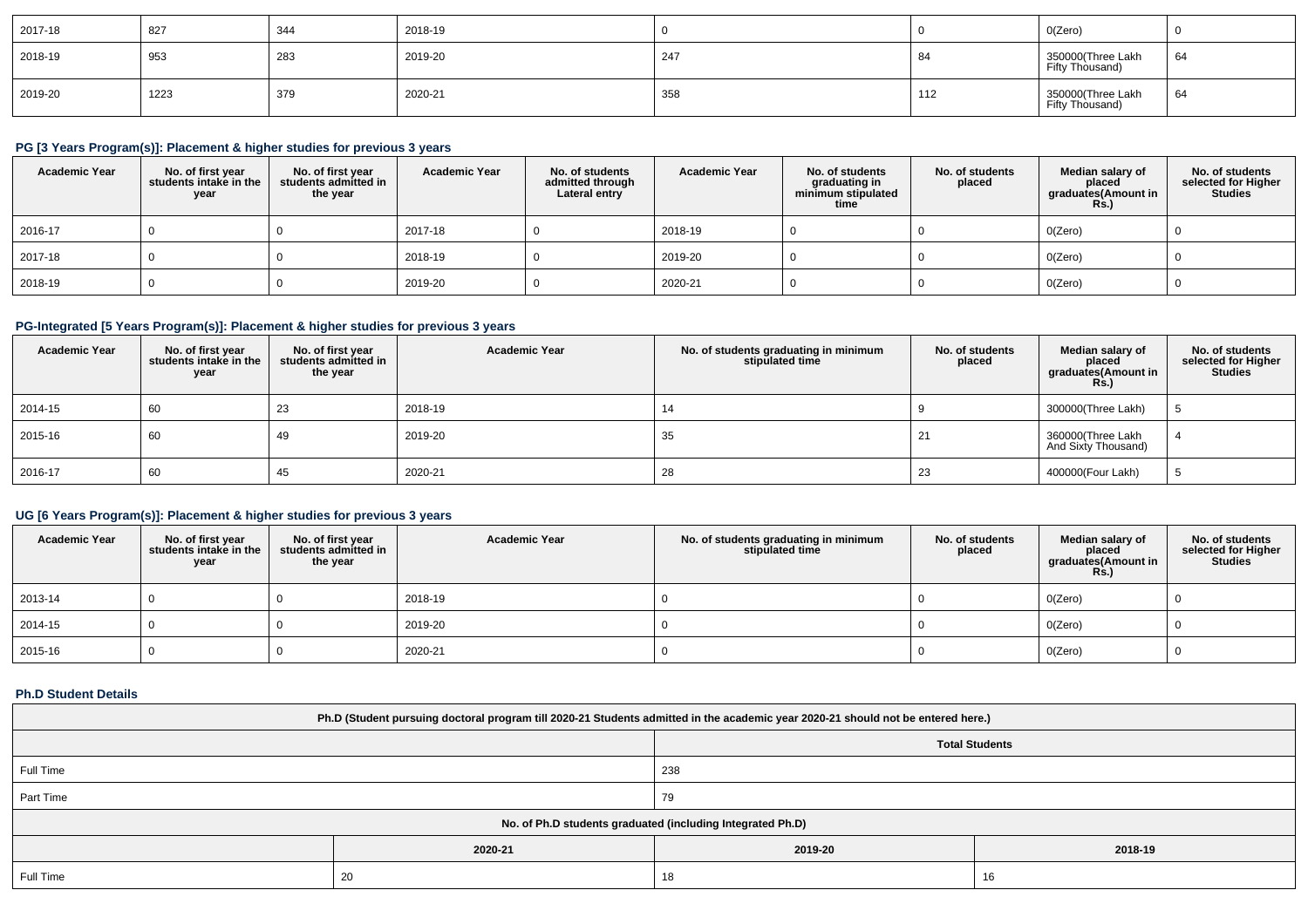| 2017-18 | 827 | 344 | 2018-19 | 0 | 0 | 0(Zero) | 0 |
|---|---|---|---|---|---|---|---|
| 2018-19 | 953 | 283 | 2019-20 | 247 | 84 | 350000(Three Lakh Fifty Thousand) | 64 |
| 2019-20 | 1223 | 379 | 2020-21 | 358 | 112 | 350000(Three Lakh Fifty Thousand) | 64 |

### PG [3 Years Program(s)]: Placement & higher studies for previous 3 years

| Academic Year | No. of first year students intake in the year | No. of first year students admitted in the year | Academic Year | No. of students admitted through Lateral entry | Academic Year | No. of students graduating in minimum stipulated time | No. of students placed | Median salary of placed graduates(Amount in Rs.) | No. of students selected for Higher Studies |
|---|---|---|---|---|---|---|---|---|---|
| 2016-17 | 0 | 0 | 2017-18 | 0 | 2018-19 | 0 | 0 | 0(Zero) | 0 |
| 2017-18 | 0 | 0 | 2018-19 | 0 | 2019-20 | 0 | 0 | 0(Zero) | 0 |
| 2018-19 | 0 | 0 | 2019-20 | 0 | 2020-21 | 0 | 0 | 0(Zero) | 0 |

### PG-Integrated [5 Years Program(s)]: Placement & higher studies for previous 3 years

| Academic Year | No. of first year students intake in the year | No. of first year students admitted in the year | Academic Year | No. of students graduating in minimum stipulated time | No. of students placed | Median salary of placed graduates(Amount in Rs.) | No. of students selected for Higher Studies |
|---|---|---|---|---|---|---|---|
| 2014-15 | 60 | 23 | 2018-19 | 14 | 9 | 300000(Three Lakh) | 5 |
| 2015-16 | 60 | 49 | 2019-20 | 35 | 21 | 360000(Three Lakh And Sixty Thousand) | 4 |
| 2016-17 | 60 | 45 | 2020-21 | 28 | 23 | 400000(Four Lakh) | 5 |

### UG [6 Years Program(s)]: Placement & higher studies for previous 3 years

| Academic Year | No. of first year students intake in the year | No. of first year students admitted in the year | Academic Year | No. of students graduating in minimum stipulated time | No. of students placed | Median salary of placed graduates(Amount in Rs.) | No. of students selected for Higher Studies |
|---|---|---|---|---|---|---|---|
| 2013-14 | 0 | 0 | 2018-19 | 0 | 0 | 0(Zero) | 0 |
| 2014-15 | 0 | 0 | 2019-20 | 0 | 0 | 0(Zero) | 0 |
| 2015-16 | 0 | 0 | 2020-21 | 0 | 0 | 0(Zero) | 0 |

### Ph.D Student Details

| Ph.D (Student pursuing doctoral program till 2020-21 Students admitted in the academic year 2020-21 should not be entered here.) | | | |
|---|---|---|---|
| | | Total Students | |
| Full Time | | 238 | |
| Part Time | | 79 | |
| No. of Ph.D students graduated (including Integrated Ph.D) | | | |
| | 2020-21 | 2019-20 | 2018-19 |
| Full Time | 20 | 18 | 16 |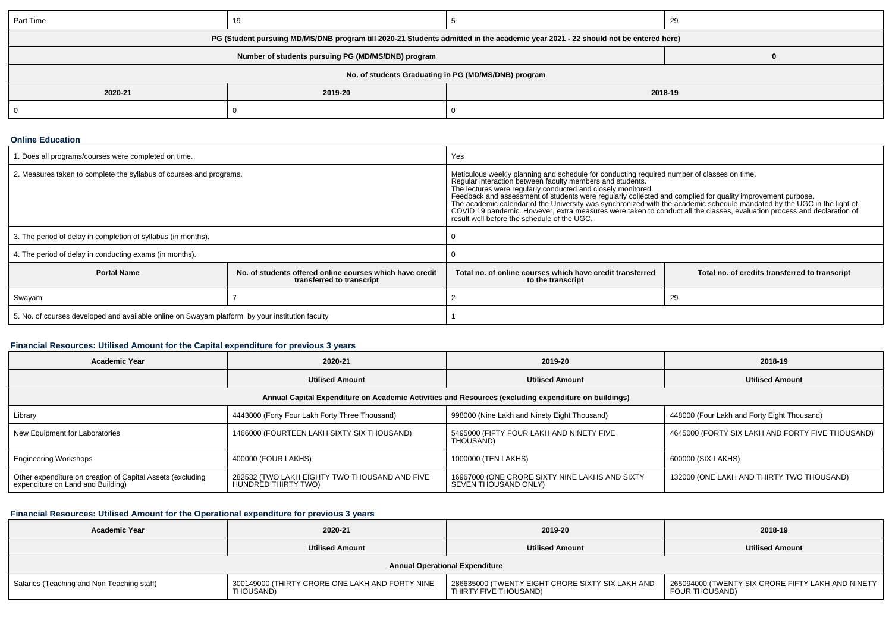| Part Time | 19 | 5 | 29 |
|---|---|---|---|

| PG (Student pursuing MD/MS/DNB program till 2020-21 Students admitted in the academic year 2021 - 22 should not be entered here) | | |
|---|---|---|
| Number of students pursuing PG (MD/MS/DNB) program | | 0 |
| No. of students Graduating in PG (MD/MS/DNB) program | | |
| 2020-21 | 2019-20 | 2018-19 |
| 0 | 0 | 0 |

### Online Education

| | |
|---|---|
| 1. Does all programs/courses were completed on time. | Yes |
| 2. Measures taken to complete the syllabus of courses and programs. | Meticulous weekly planning and schedule for conducting required number of classes on time. Regular interaction between faculty members and students. The lectures were regularly conducted and closely monitored. Feedback and assessment of students were regularly collected and complied for quality improvement purpose. The academic calendar of the University was synchronized with the academic schedule mandated by the UGC in the light of COVID 19 pandemic. However, extra measures were taken to conduct all the classes, evaluation process and declaration of result well before the schedule of the UGC. |
| 3. The period of delay in completion of syllabus (in months). | 0 |
| 4. The period of delay in conducting exams (in months). | 0 |

| Portal Name | No. of students offered online courses which have credit transferred to transcript | Total no. of online courses which have credit transferred to the transcript | Total no. of credits transferred to transcript |
|---|---|---|---|
| Swayam | 7 | 2 | 29 |
| 5. No. of courses developed and available online on Swayam platform by your institution faculty | | 1 | |

### Financial Resources: Utilised Amount for the Capital expenditure for previous 3 years

| Academic Year | 2020-21 | 2019-20 | 2018-19 |
|---|---|---|---|
| | Utilised Amount | Utilised Amount | Utilised Amount |
| Annual Capital Expenditure on Academic Activities and Resources (excluding expenditure on buildings) | | | |
| Library | 4443000 (Forty Four Lakh Forty Three Thousand) | 998000 (Nine Lakh and Ninety Eight Thousand) | 448000 (Four Lakh and Forty Eight Thousand) |
| New Equipment for Laboratories | 1466000 (FOURTEEN LAKH SIXTY SIX THOUSAND) | 5495000 (FIFTY FOUR LAKH AND NINETY FIVE THOUSAND) | 4645000 (FORTY SIX LAKH AND FORTY FIVE THOUSAND) |
| Engineering Workshops | 400000 (FOUR LAKHS) | 1000000 (TEN LAKHS) | 600000 (SIX LAKHS) |
| Other expenditure on creation of Capital Assets (excluding expenditure on Land and Building) | 282532 (TWO LAKH EIGHTY TWO THOUSAND AND FIVE HUNDRED THIRTY TWO) | 16967000 (ONE CRORE SIXTY NINE LAKHS AND SIXTY SEVEN THOUSAND ONLY) | 132000 (ONE LAKH AND THIRTY TWO THOUSAND) |

### Financial Resources: Utilised Amount for the Operational expenditure for previous 3 years

| Academic Year | 2020-21 | 2019-20 | 2018-19 |
|---|---|---|---|
| | Utilised Amount | Utilised Amount | Utilised Amount |
| Annual Operational Expenditure | | | |
| Salaries (Teaching and Non Teaching staff) | 300149000 (THIRTY CRORE ONE LAKH AND FORTY NINE THOUSAND) | 286635000 (TWENTY EIGHT CRORE SIXTY SIX LAKH AND THIRTY FIVE THOUSAND) | 265094000 (TWENTY SIX CRORE FIFTY LAKH AND NINETY FOUR THOUSAND) |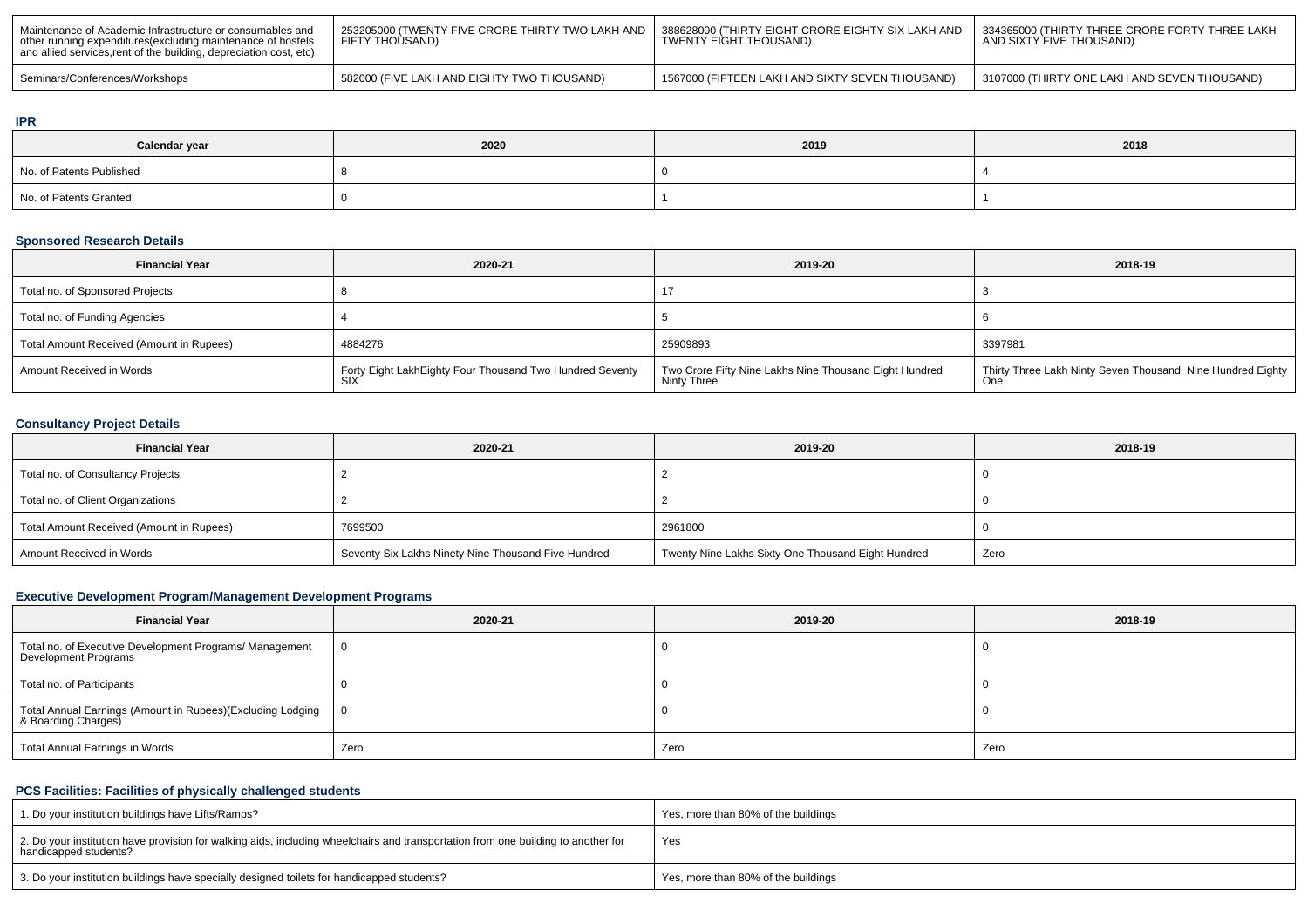| Maintenance of Academic Infrastructure or consumables and other running expenditures(excluding maintenance of hostels and allied services,rent of the building, depreciation cost, etc) | 253205000 (TWENTY FIVE CRORE THIRTY TWO LAKH AND FIFTY THOUSAND) | 388628000 (THIRTY EIGHT CRORE EIGHTY SIX LAKH AND TWENTY EIGHT THOUSAND) | 334365000 (THIRTY THREE CRORE FORTY THREE LAKH AND SIXTY FIVE THOUSAND) |
|---|---|---|---|
| Seminars/Conferences/Workshops | 582000 (FIVE LAKH AND EIGHTY TWO THOUSAND) | 1567000 (FIFTEEN LAKH AND SIXTY SEVEN THOUSAND) | 3107000 (THIRTY ONE LAKH AND SEVEN THOUSAND) |

## IPR

| Calendar year | 2020 | 2019 | 2018 |
|---|---|---|---|
| No. of Patents Published | 8 | 0 | 4 |
| No. of Patents Granted | 0 | 1 | 1 |

## Sponsored Research Details

| Financial Year | 2020-21 | 2019-20 | 2018-19 |
|---|---|---|---|
| Total no. of Sponsored Projects | 8 | 17 | 3 |
| Total no. of Funding Agencies | 4 | 5 | 6 |
| Total Amount Received (Amount in Rupees) | 4884276 | 25909893 | 3397981 |
| Amount Received in Words | Forty Eight LakhEighty Four Thousand Two Hundred Seventy SIX | Two Crore Fifty Nine Lakhs Nine Thousand Eight Hundred Ninty Three | Thirty Three Lakh Ninty Seven Thousand Nine Hundred Eighty One |

## Consultancy Project Details

| Financial Year | 2020-21 | 2019-20 | 2018-19 |
|---|---|---|---|
| Total no. of Consultancy Projects | 2 | 2 | 0 |
| Total no. of Client Organizations | 2 | 2 | 0 |
| Total Amount Received (Amount in Rupees) | 7699500 | 2961800 | 0 |
| Amount Received in Words | Seventy Six Lakhs Ninety Nine Thousand Five Hundred | Twenty Nine Lakhs Sixty One Thousand Eight Hundred | Zero |

## Executive Development Program/Management Development Programs

| Financial Year | 2020-21 | 2019-20 | 2018-19 |
|---|---|---|---|
| Total no. of Executive Development Programs/ Management Development Programs | 0 | 0 | 0 |
| Total no. of Participants | 0 | 0 | 0 |
| Total Annual Earnings (Amount in Rupees)(Excluding Lodging & Boarding Charges) | 0 | 0 | 0 |
| Total Annual Earnings in Words | Zero | Zero | Zero |

## PCS Facilities: Facilities of physically challenged students

| | |
|---|---|
| 1. Do your institution buildings have Lifts/Ramps? | Yes, more than 80% of the buildings |
| 2. Do your institution have provision for walking aids, including wheelchairs and transportation from one building to another for handicapped students? | Yes |
| 3. Do your institution buildings have specially designed toilets for handicapped students? | Yes, more than 80% of the buildings |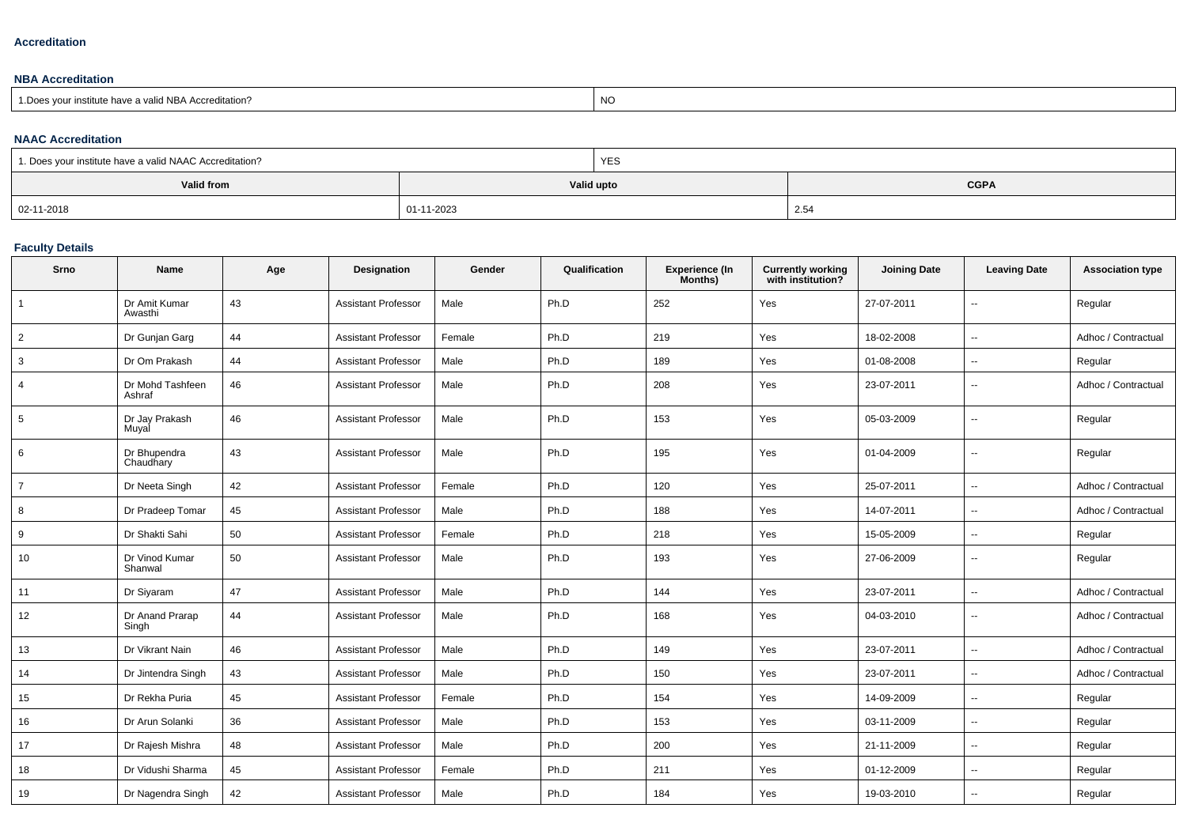### Accreditation

#### NBA Accreditation

| 1.Does your institute have a valid NBA Accreditation? | NO |
|---|---|

#### NAAC Accreditation

| 1. Does your institute have a valid NAAC Accreditation? | YES | |
|---|---|---|
| **Valid from** | **Valid upto** | **CGPA** |
| 02-11-2018 | 01-11-2023 | 2.54 |

#### Faculty Details

| Srno | Name | Age | Designation | Gender | Qualification | Experience (In Months) | Currently working with institution? | Joining Date | Leaving Date | Association type |
|---|---|---|---|---|---|---|---|---|---|---|
| 1 | Dr Amit Kumar Awasthi | 43 | Assistant Professor | Male | Ph.D | 252 | Yes | 27-07-2011 | -- | Regular |
| 2 | Dr Gunjan Garg | 44 | Assistant Professor | Female | Ph.D | 219 | Yes | 18-02-2008 | -- | Adhoc / Contractual |
| 3 | Dr Om Prakash | 44 | Assistant Professor | Male | Ph.D | 189 | Yes | 01-08-2008 | -- | Regular |
| 4 | Dr Mohd Tashfeen Ashraf | 46 | Assistant Professor | Male | Ph.D | 208 | Yes | 23-07-2011 | -- | Adhoc / Contractual |
| 5 | Dr Jay Prakash Muyal | 46 | Assistant Professor | Male | Ph.D | 153 | Yes | 05-03-2009 | -- | Regular |
| 6 | Dr Bhupendra Chaudhary | 43 | Assistant Professor | Male | Ph.D | 195 | Yes | 01-04-2009 | -- | Regular |
| 7 | Dr Neeta Singh | 42 | Assistant Professor | Female | Ph.D | 120 | Yes | 25-07-2011 | -- | Adhoc / Contractual |
| 8 | Dr Pradeep Tomar | 45 | Assistant Professor | Male | Ph.D | 188 | Yes | 14-07-2011 | -- | Adhoc / Contractual |
| 9 | Dr Shakti Sahi | 50 | Assistant Professor | Female | Ph.D | 218 | Yes | 15-05-2009 | -- | Regular |
| 10 | Dr Vinod Kumar Shanwal | 50 | Assistant Professor | Male | Ph.D | 193 | Yes | 27-06-2009 | -- | Regular |
| 11 | Dr Siyaram | 47 | Assistant Professor | Male | Ph.D | 144 | Yes | 23-07-2011 | -- | Adhoc / Contractual |
| 12 | Dr Anand Prarap Singh | 44 | Assistant Professor | Male | Ph.D | 168 | Yes | 04-03-2010 | -- | Adhoc / Contractual |
| 13 | Dr Vikrant Nain | 46 | Assistant Professor | Male | Ph.D | 149 | Yes | 23-07-2011 | -- | Adhoc / Contractual |
| 14 | Dr Jintendra Singh | 43 | Assistant Professor | Male | Ph.D | 150 | Yes | 23-07-2011 | -- | Adhoc / Contractual |
| 15 | Dr Rekha Puria | 45 | Assistant Professor | Female | Ph.D | 154 | Yes | 14-09-2009 | -- | Regular |
| 16 | Dr Arun Solanki | 36 | Assistant Professor | Male | Ph.D | 153 | Yes | 03-11-2009 | -- | Regular |
| 17 | Dr Rajesh Mishra | 48 | Assistant Professor | Male | Ph.D | 200 | Yes | 21-11-2009 | -- | Regular |
| 18 | Dr Vidushi Sharma | 45 | Assistant Professor | Female | Ph.D | 211 | Yes | 01-12-2009 | -- | Regular |
| 19 | Dr Nagendra Singh | 42 | Assistant Professor | Male | Ph.D | 184 | Yes | 19-03-2010 | -- | Regular |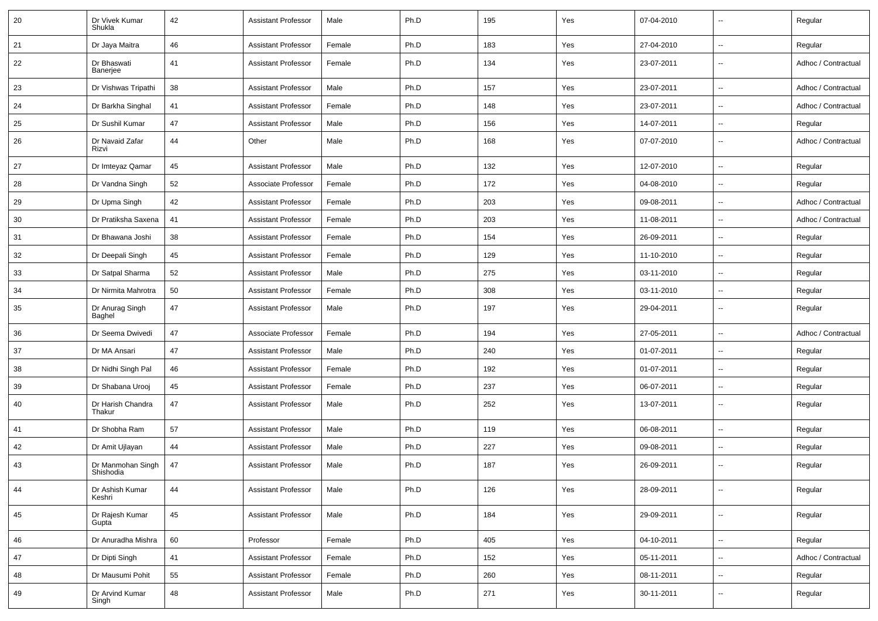| 20 | Dr Vivek Kumar Shukla | 42 | Assistant Professor | Male | Ph.D | 195 | Yes | 07-04-2010 | -- | Regular |
|---|---|---|---|---|---|---|---|---|---|---|
| 21 | Dr Jaya Maitra | 46 | Assistant Professor | Female | Ph.D | 183 | Yes | 27-04-2010 | -- | Regular |
| 22 | Dr Bhaswati Banerjee | 41 | Assistant Professor | Female | Ph.D | 134 | Yes | 23-07-2011 | -- | Adhoc / Contractual |
| 23 | Dr Vishwas Tripathi | 38 | Assistant Professor | Male | Ph.D | 157 | Yes | 23-07-2011 | -- | Adhoc / Contractual |
| 24 | Dr Barkha Singhal | 41 | Assistant Professor | Female | Ph.D | 148 | Yes | 23-07-2011 | -- | Adhoc / Contractual |
| 25 | Dr Sushil Kumar | 47 | Assistant Professor | Male | Ph.D | 156 | Yes | 14-07-2011 | -- | Regular |
| 26 | Dr Navaid Zafar Rizvi | 44 | Other | Male | Ph.D | 168 | Yes | 07-07-2010 | -- | Adhoc / Contractual |
| 27 | Dr Imteyaz Qamar | 45 | Assistant Professor | Male | Ph.D | 132 | Yes | 12-07-2010 | -- | Regular |
| 28 | Dr Vandna Singh | 52 | Associate Professor | Female | Ph.D | 172 | Yes | 04-08-2010 | -- | Regular |
| 29 | Dr Upma Singh | 42 | Assistant Professor | Female | Ph.D | 203 | Yes | 09-08-2011 | -- | Adhoc / Contractual |
| 30 | Dr Pratiksha Saxena | 41 | Assistant Professor | Female | Ph.D | 203 | Yes | 11-08-2011 | -- | Adhoc / Contractual |
| 31 | Dr Bhawana Joshi | 38 | Assistant Professor | Female | Ph.D | 154 | Yes | 26-09-2011 | -- | Regular |
| 32 | Dr Deepali Singh | 45 | Assistant Professor | Female | Ph.D | 129 | Yes | 11-10-2010 | -- | Regular |
| 33 | Dr Satpal Sharma | 52 | Assistant Professor | Male | Ph.D | 275 | Yes | 03-11-2010 | -- | Regular |
| 34 | Dr Nirmita Mahrotra | 50 | Assistant Professor | Female | Ph.D | 308 | Yes | 03-11-2010 | -- | Regular |
| 35 | Dr Anurag Singh Baghel | 47 | Assistant Professor | Male | Ph.D | 197 | Yes | 29-04-2011 | -- | Regular |
| 36 | Dr Seema Dwivedi | 47 | Associate Professor | Female | Ph.D | 194 | Yes | 27-05-2011 | -- | Adhoc / Contractual |
| 37 | Dr MA Ansari | 47 | Assistant Professor | Male | Ph.D | 240 | Yes | 01-07-2011 | -- | Regular |
| 38 | Dr Nidhi Singh Pal | 46 | Assistant Professor | Female | Ph.D | 192 | Yes | 01-07-2011 | -- | Regular |
| 39 | Dr Shabana Urooj | 45 | Assistant Professor | Female | Ph.D | 237 | Yes | 06-07-2011 | -- | Regular |
| 40 | Dr Harish Chandra Thakur | 47 | Assistant Professor | Male | Ph.D | 252 | Yes | 13-07-2011 | -- | Regular |
| 41 | Dr Shobha Ram | 57 | Assistant Professor | Male | Ph.D | 119 | Yes | 06-08-2011 | -- | Regular |
| 42 | Dr Amit Ujlayan | 44 | Assistant Professor | Male | Ph.D | 227 | Yes | 09-08-2011 | -- | Regular |
| 43 | Dr Manmohan Singh Shishodia | 47 | Assistant Professor | Male | Ph.D | 187 | Yes | 26-09-2011 | -- | Regular |
| 44 | Dr Ashish Kumar Keshri | 44 | Assistant Professor | Male | Ph.D | 126 | Yes | 28-09-2011 | -- | Regular |
| 45 | Dr Rajesh Kumar Gupta | 45 | Assistant Professor | Male | Ph.D | 184 | Yes | 29-09-2011 | -- | Regular |
| 46 | Dr Anuradha Mishra | 60 | Professor | Female | Ph.D | 405 | Yes | 04-10-2011 | -- | Regular |
| 47 | Dr Dipti Singh | 41 | Assistant Professor | Female | Ph.D | 152 | Yes | 05-11-2011 | -- | Adhoc / Contractual |
| 48 | Dr Mausumi Pohit | 55 | Assistant Professor | Female | Ph.D | 260 | Yes | 08-11-2011 | -- | Regular |
| 49 | Dr Arvind Kumar Singh | 48 | Assistant Professor | Male | Ph.D | 271 | Yes | 30-11-2011 | -- | Regular |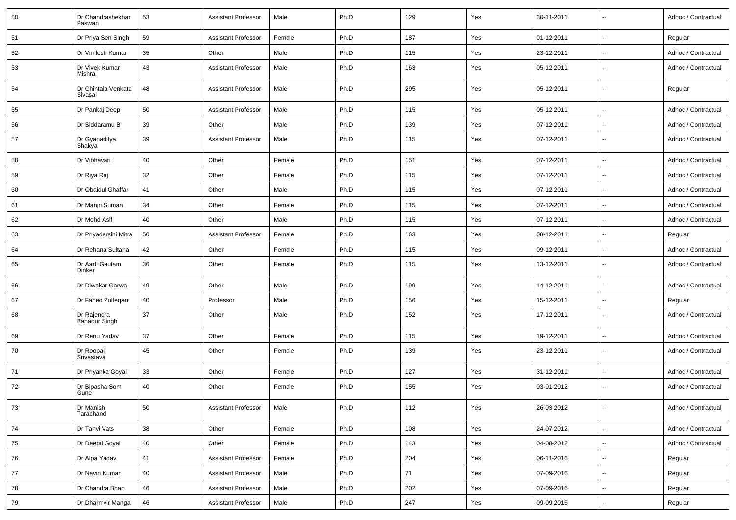| | | | | | | | | | | |
|---|---|---|---|---|---|---|---|---|---|---|
| 50 | Dr Chandrashekhar Paswan | 53 | Assistant Professor | Male | Ph.D | 129 | Yes | 30-11-2011 | -- | Adhoc / Contractual |
| 51 | Dr Priya Sen Singh | 59 | Assistant Professor | Female | Ph.D | 187 | Yes | 01-12-2011 | -- | Regular |
| 52 | Dr Vimlesh Kumar | 35 | Other | Male | Ph.D | 115 | Yes | 23-12-2011 | -- | Adhoc / Contractual |
| 53 | Dr Vivek Kumar Mishra | 43 | Assistant Professor | Male | Ph.D | 163 | Yes | 05-12-2011 | -- | Adhoc / Contractual |
| 54 | Dr Chintala Venkata Sivasai | 48 | Assistant Professor | Male | Ph.D | 295 | Yes | 05-12-2011 | -- | Regular |
| 55 | Dr Pankaj Deep | 50 | Assistant Professor | Male | Ph.D | 115 | Yes | 05-12-2011 | -- | Adhoc / Contractual |
| 56 | Dr Siddaramu B | 39 | Other | Male | Ph.D | 139 | Yes | 07-12-2011 | -- | Adhoc / Contractual |
| 57 | Dr Gyanaditya Shakya | 39 | Assistant Professor | Male | Ph.D | 115 | Yes | 07-12-2011 | -- | Adhoc / Contractual |
| 58 | Dr Vibhavari | 40 | Other | Female | Ph.D | 151 | Yes | 07-12-2011 | -- | Adhoc / Contractual |
| 59 | Dr Riya Raj | 32 | Other | Female | Ph.D | 115 | Yes | 07-12-2011 | -- | Adhoc / Contractual |
| 60 | Dr Obaidul Ghaffar | 41 | Other | Male | Ph.D | 115 | Yes | 07-12-2011 | -- | Adhoc / Contractual |
| 61 | Dr Manjri Suman | 34 | Other | Female | Ph.D | 115 | Yes | 07-12-2011 | -- | Adhoc / Contractual |
| 62 | Dr Mohd Asif | 40 | Other | Male | Ph.D | 115 | Yes | 07-12-2011 | -- | Adhoc / Contractual |
| 63 | Dr Priyadarsini Mitra | 50 | Assistant Professor | Female | Ph.D | 163 | Yes | 08-12-2011 | -- | Regular |
| 64 | Dr Rehana Sultana | 42 | Other | Female | Ph.D | 115 | Yes | 09-12-2011 | -- | Adhoc / Contractual |
| 65 | Dr Aarti Gautam Dinker | 36 | Other | Female | Ph.D | 115 | Yes | 13-12-2011 | -- | Adhoc / Contractual |
| 66 | Dr Diwakar Garwa | 49 | Other | Male | Ph.D | 199 | Yes | 14-12-2011 | -- | Adhoc / Contractual |
| 67 | Dr Fahed Zulfeqarr | 40 | Professor | Male | Ph.D | 156 | Yes | 15-12-2011 | -- | Regular |
| 68 | Dr Rajendra Bahadur Singh | 37 | Other | Male | Ph.D | 152 | Yes | 17-12-2011 | -- | Adhoc / Contractual |
| 69 | Dr Renu Yadav | 37 | Other | Female | Ph.D | 115 | Yes | 19-12-2011 | -- | Adhoc / Contractual |
| 70 | Dr Roopali Srivastava | 45 | Other | Female | Ph.D | 139 | Yes | 23-12-2011 | -- | Adhoc / Contractual |
| 71 | Dr Priyanka Goyal | 33 | Other | Female | Ph.D | 127 | Yes | 31-12-2011 | -- | Adhoc / Contractual |
| 72 | Dr Bipasha Som Gune | 40 | Other | Female | Ph.D | 155 | Yes | 03-01-2012 | -- | Adhoc / Contractual |
| 73 | Dr Manish Tarachand | 50 | Assistant Professor | Male | Ph.D | 112 | Yes | 26-03-2012 | -- | Adhoc / Contractual |
| 74 | Dr Tanvi Vats | 38 | Other | Female | Ph.D | 108 | Yes | 24-07-2012 | -- | Adhoc / Contractual |
| 75 | Dr Deepti Goyal | 40 | Other | Female | Ph.D | 143 | Yes | 04-08-2012 | -- | Adhoc / Contractual |
| 76 | Dr Alpa Yadav | 41 | Assistant Professor | Female | Ph.D | 204 | Yes | 06-11-2016 | -- | Regular |
| 77 | Dr Navin Kumar | 40 | Assistant Professor | Male | Ph.D | 71 | Yes | 07-09-2016 | -- | Regular |
| 78 | Dr Chandra Bhan | 46 | Assistant Professor | Male | Ph.D | 202 | Yes | 07-09-2016 | -- | Regular |
| 79 | Dr Dharmvir Mangal | 46 | Assistant Professor | Male | Ph.D | 247 | Yes | 09-09-2016 | -- | Regular |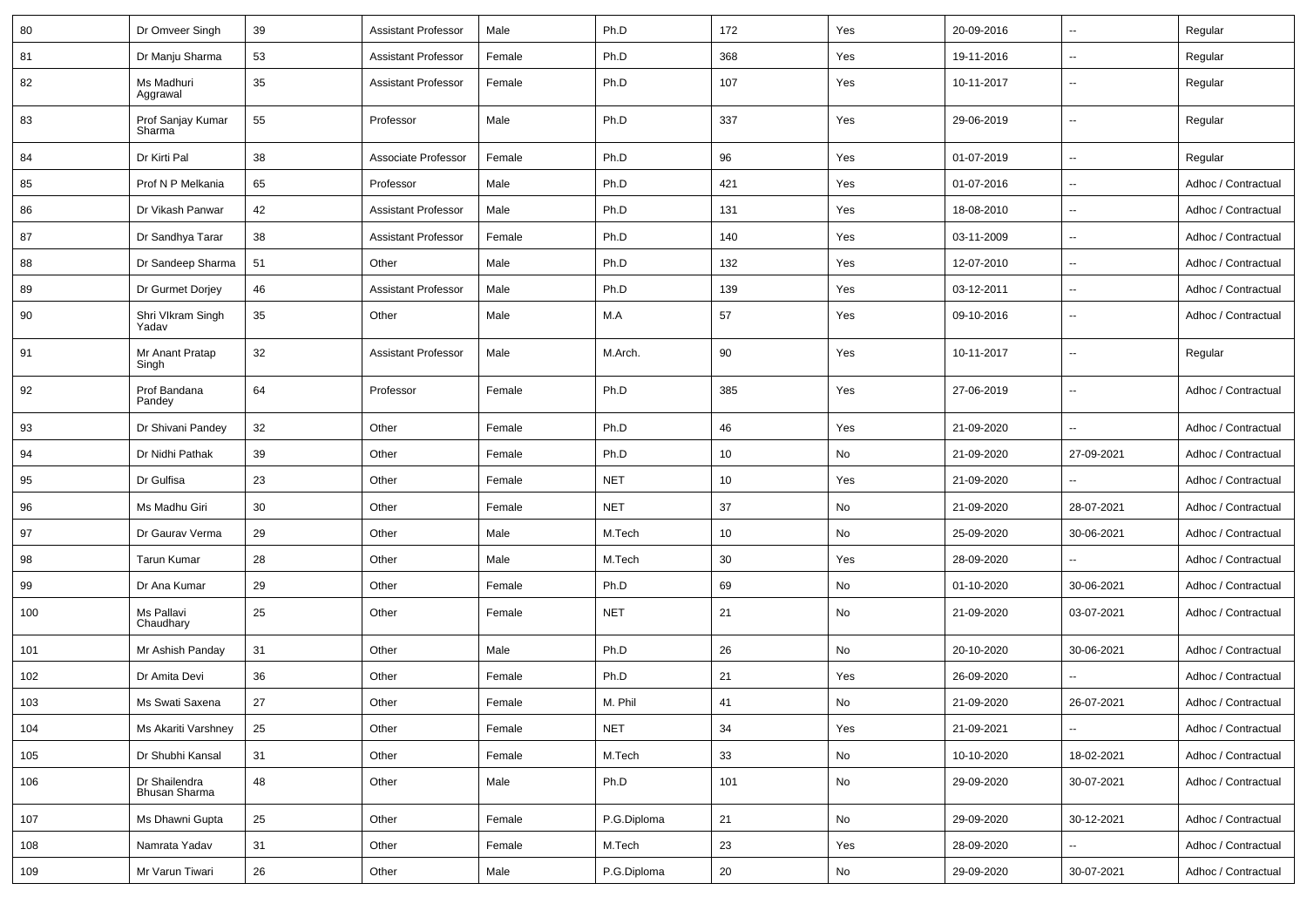| 80 | Dr Omveer Singh | 39 | Assistant Professor | Male | Ph.D | 172 | Yes | 20-09-2016 | -- | Regular |
|---|---|---|---|---|---|---|---|---|---|---|
| 81 | Dr Manju Sharma | 53 | Assistant Professor | Female | Ph.D | 368 | Yes | 19-11-2016 | -- | Regular |
| 82 | Ms Madhuri Aggrawal | 35 | Assistant Professor | Female | Ph.D | 107 | Yes | 10-11-2017 | -- | Regular |
| 83 | Prof Sanjay Kumar Sharma | 55 | Professor | Male | Ph.D | 337 | Yes | 29-06-2019 | -- | Regular |
| 84 | Dr Kirti Pal | 38 | Associate Professor | Female | Ph.D | 96 | Yes | 01-07-2019 | -- | Regular |
| 85 | Prof N P Melkania | 65 | Professor | Male | Ph.D | 421 | Yes | 01-07-2016 | -- | Adhoc / Contractual |
| 86 | Dr Vikash Panwar | 42 | Assistant Professor | Male | Ph.D | 131 | Yes | 18-08-2010 | -- | Adhoc / Contractual |
| 87 | Dr Sandhya Tarar | 38 | Assistant Professor | Female | Ph.D | 140 | Yes | 03-11-2009 | -- | Adhoc / Contractual |
| 88 | Dr Sandeep Sharma | 51 | Other | Male | Ph.D | 132 | Yes | 12-07-2010 | -- | Adhoc / Contractual |
| 89 | Dr Gurmet Dorjey | 46 | Assistant Professor | Male | Ph.D | 139 | Yes | 03-12-2011 | -- | Adhoc / Contractual |
| 90 | Shri VIkram Singh Yadav | 35 | Other | Male | M.A | 57 | Yes | 09-10-2016 | -- | Adhoc / Contractual |
| 91 | Mr Anant Pratap Singh | 32 | Assistant Professor | Male | M.Arch. | 90 | Yes | 10-11-2017 | -- | Regular |
| 92 | Prof Bandana Pandey | 64 | Professor | Female | Ph.D | 385 | Yes | 27-06-2019 | -- | Adhoc / Contractual |
| 93 | Dr Shivani Pandey | 32 | Other | Female | Ph.D | 46 | Yes | 21-09-2020 | -- | Adhoc / Contractual |
| 94 | Dr Nidhi Pathak | 39 | Other | Female | Ph.D | 10 | No | 21-09-2020 | 27-09-2021 | Adhoc / Contractual |
| 95 | Dr Gulfisa | 23 | Other | Female | NET | 10 | Yes | 21-09-2020 | -- | Adhoc / Contractual |
| 96 | Ms Madhu Giri | 30 | Other | Female | NET | 37 | No | 21-09-2020 | 28-07-2021 | Adhoc / Contractual |
| 97 | Dr Gaurav Verma | 29 | Other | Male | M.Tech | 10 | No | 25-09-2020 | 30-06-2021 | Adhoc / Contractual |
| 98 | Tarun Kumar | 28 | Other | Male | M.Tech | 30 | Yes | 28-09-2020 | -- | Adhoc / Contractual |
| 99 | Dr Ana Kumar | 29 | Other | Female | Ph.D | 69 | No | 01-10-2020 | 30-06-2021 | Adhoc / Contractual |
| 100 | Ms Pallavi Chaudhary | 25 | Other | Female | NET | 21 | No | 21-09-2020 | 03-07-2021 | Adhoc / Contractual |
| 101 | Mr Ashish Panday | 31 | Other | Male | Ph.D | 26 | No | 20-10-2020 | 30-06-2021 | Adhoc / Contractual |
| 102 | Dr Amita Devi | 36 | Other | Female | Ph.D | 21 | Yes | 26-09-2020 | -- | Adhoc / Contractual |
| 103 | Ms Swati Saxena | 27 | Other | Female | M. Phil | 41 | No | 21-09-2020 | 26-07-2021 | Adhoc / Contractual |
| 104 | Ms Akariti Varshney | 25 | Other | Female | NET | 34 | Yes | 21-09-2021 | -- | Adhoc / Contractual |
| 105 | Dr Shubhi Kansal | 31 | Other | Female | M.Tech | 33 | No | 10-10-2020 | 18-02-2021 | Adhoc / Contractual |
| 106 | Dr Shailendra Bhusan Sharma | 48 | Other | Male | Ph.D | 101 | No | 29-09-2020 | 30-07-2021 | Adhoc / Contractual |
| 107 | Ms Dhawni Gupta | 25 | Other | Female | P.G.Diploma | 21 | No | 29-09-2020 | 30-12-2021 | Adhoc / Contractual |
| 108 | Namrata Yadav | 31 | Other | Female | M.Tech | 23 | Yes | 28-09-2020 | -- | Adhoc / Contractual |
| 109 | Mr Varun Tiwari | 26 | Other | Male | P.G.Diploma | 20 | No | 29-09-2020 | 30-07-2021 | Adhoc / Contractual |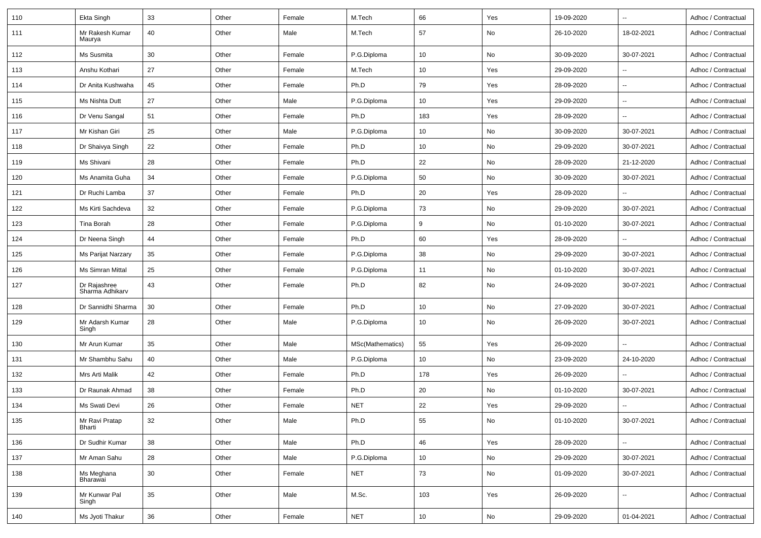| 110 | Ekta Singh | 33 | Other | Female | M.Tech | 66 | Yes | 19-09-2020 | -- | Adhoc / Contractual |
|---|---|---|---|---|---|---|---|---|---|---|
| 111 | Mr Rakesh Kumar Maurya | 40 | Other | Male | M.Tech | 57 | No | 26-10-2020 | 18-02-2021 | Adhoc / Contractual |
| 112 | Ms Susmita | 30 | Other | Female | P.G.Diploma | 10 | No | 30-09-2020 | 30-07-2021 | Adhoc / Contractual |
| 113 | Anshu Kothari | 27 | Other | Female | M.Tech | 10 | Yes | 29-09-2020 | -- | Adhoc / Contractual |
| 114 | Dr Anita Kushwaha | 45 | Other | Female | Ph.D | 79 | Yes | 28-09-2020 | -- | Adhoc / Contractual |
| 115 | Ms Nishta Dutt | 27 | Other | Male | P.G.Diploma | 10 | Yes | 29-09-2020 | -- | Adhoc / Contractual |
| 116 | Dr Venu Sangal | 51 | Other | Female | Ph.D | 183 | Yes | 28-09-2020 | -- | Adhoc / Contractual |
| 117 | Mr Kishan Giri | 25 | Other | Male | P.G.Diploma | 10 | No | 30-09-2020 | 30-07-2021 | Adhoc / Contractual |
| 118 | Dr Shaivya Singh | 22 | Other | Female | Ph.D | 10 | No | 29-09-2020 | 30-07-2021 | Adhoc / Contractual |
| 119 | Ms Shivani | 28 | Other | Female | Ph.D | 22 | No | 28-09-2020 | 21-12-2020 | Adhoc / Contractual |
| 120 | Ms Anamita Guha | 34 | Other | Female | P.G.Diploma | 50 | No | 30-09-2020 | 30-07-2021 | Adhoc / Contractual |
| 121 | Dr Ruchi Lamba | 37 | Other | Female | Ph.D | 20 | Yes | 28-09-2020 | -- | Adhoc / Contractual |
| 122 | Ms Kirti Sachdeva | 32 | Other | Female | P.G.Diploma | 73 | No | 29-09-2020 | 30-07-2021 | Adhoc / Contractual |
| 123 | Tina Borah | 28 | Other | Female | P.G.Diploma | 9 | No | 01-10-2020 | 30-07-2021 | Adhoc / Contractual |
| 124 | Dr Neena Singh | 44 | Other | Female | Ph.D | 60 | Yes | 28-09-2020 | -- | Adhoc / Contractual |
| 125 | Ms Parijat Narzary | 35 | Other | Female | P.G.Diploma | 38 | No | 29-09-2020 | 30-07-2021 | Adhoc / Contractual |
| 126 | Ms Simran Mittal | 25 | Other | Female | P.G.Diploma | 11 | No | 01-10-2020 | 30-07-2021 | Adhoc / Contractual |
| 127 | Dr Rajashree Sharma Adhikary | 43 | Other | Female | Ph.D | 82 | No | 24-09-2020 | 30-07-2021 | Adhoc / Contractual |
| 128 | Dr Sannidhi Sharma | 30 | Other | Female | Ph.D | 10 | No | 27-09-2020 | 30-07-2021 | Adhoc / Contractual |
| 129 | Mr Adarsh Kumar Singh | 28 | Other | Male | P.G.Diploma | 10 | No | 26-09-2020 | 30-07-2021 | Adhoc / Contractual |
| 130 | Mr Arun Kumar | 35 | Other | Male | MSc(Mathematics) | 55 | Yes | 26-09-2020 | -- | Adhoc / Contractual |
| 131 | Mr Shambhu Sahu | 40 | Other | Male | P.G.Diploma | 10 | No | 23-09-2020 | 24-10-2020 | Adhoc / Contractual |
| 132 | Mrs Arti Malik | 42 | Other | Female | Ph.D | 178 | Yes | 26-09-2020 | -- | Adhoc / Contractual |
| 133 | Dr Raunak Ahmad | 38 | Other | Female | Ph.D | 20 | No | 01-10-2020 | 30-07-2021 | Adhoc / Contractual |
| 134 | Ms Swati Devi | 26 | Other | Female | NET | 22 | Yes | 29-09-2020 | -- | Adhoc / Contractual |
| 135 | Mr Ravi Pratap Bharti | 32 | Other | Male | Ph.D | 55 | No | 01-10-2020 | 30-07-2021 | Adhoc / Contractual |
| 136 | Dr Sudhir Kumar | 38 | Other | Male | Ph.D | 46 | Yes | 28-09-2020 | -- | Adhoc / Contractual |
| 137 | Mr Aman Sahu | 28 | Other | Male | P.G.Diploma | 10 | No | 29-09-2020 | 30-07-2021 | Adhoc / Contractual |
| 138 | Ms Meghana Bharawai | 30 | Other | Female | NET | 73 | No | 01-09-2020 | 30-07-2021 | Adhoc / Contractual |
| 139 | Mr Kunwar Pal Singh | 35 | Other | Male | M.Sc. | 103 | Yes | 26-09-2020 | -- | Adhoc / Contractual |
| 140 | Ms Jyoti Thakur | 36 | Other | Female | NET | 10 | No | 29-09-2020 | 01-04-2021 | Adhoc / Contractual |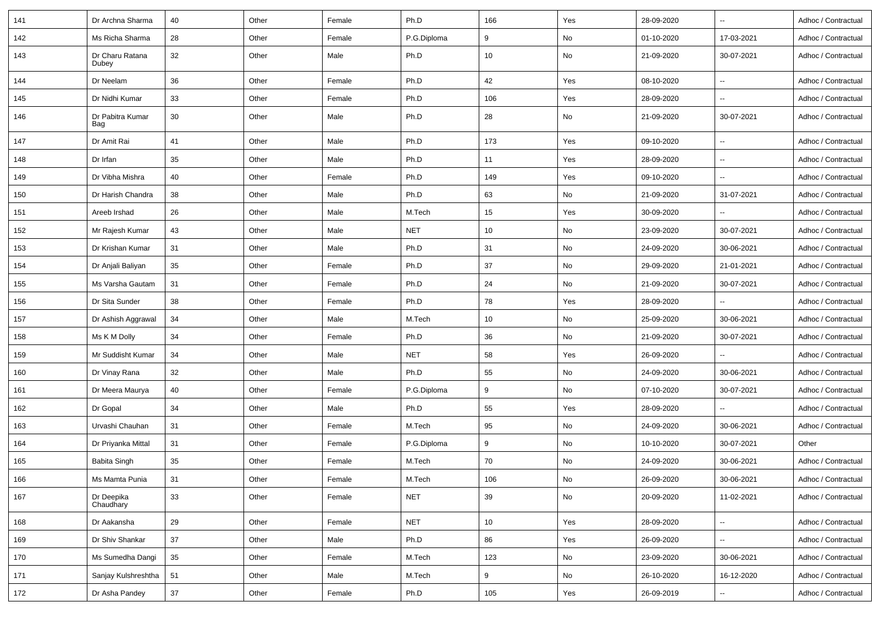| | | | | | | | | | | |
|---|---|---|---|---|---|---|---|---|---|---|
| 141 | Dr Archna Sharma | 40 | Other | Female | Ph.D | 166 | Yes | 28-09-2020 | -- | Adhoc / Contractual |
| 142 | Ms Richa Sharma | 28 | Other | Female | P.G.Diploma | 9 | No | 01-10-2020 | 17-03-2021 | Adhoc / Contractual |
| 143 | Dr Charu Ratana Dubey | 32 | Other | Male | Ph.D | 10 | No | 21-09-2020 | 30-07-2021 | Adhoc / Contractual |
| 144 | Dr Neelam | 36 | Other | Female | Ph.D | 42 | Yes | 08-10-2020 | -- | Adhoc / Contractual |
| 145 | Dr Nidhi Kumar | 33 | Other | Female | Ph.D | 106 | Yes | 28-09-2020 | -- | Adhoc / Contractual |
| 146 | Dr Pabitra Kumar Bag | 30 | Other | Male | Ph.D | 28 | No | 21-09-2020 | 30-07-2021 | Adhoc / Contractual |
| 147 | Dr Amit Rai | 41 | Other | Male | Ph.D | 173 | Yes | 09-10-2020 | -- | Adhoc / Contractual |
| 148 | Dr Irfan | 35 | Other | Male | Ph.D | 11 | Yes | 28-09-2020 | -- | Adhoc / Contractual |
| 149 | Dr Vibha Mishra | 40 | Other | Female | Ph.D | 149 | Yes | 09-10-2020 | -- | Adhoc / Contractual |
| 150 | Dr Harish Chandra | 38 | Other | Male | Ph.D | 63 | No | 21-09-2020 | 31-07-2021 | Adhoc / Contractual |
| 151 | Areeb Irshad | 26 | Other | Male | M.Tech | 15 | Yes | 30-09-2020 | -- | Adhoc / Contractual |
| 152 | Mr Rajesh Kumar | 43 | Other | Male | NET | 10 | No | 23-09-2020 | 30-07-2021 | Adhoc / Contractual |
| 153 | Dr Krishan Kumar | 31 | Other | Male | Ph.D | 31 | No | 24-09-2020 | 30-06-2021 | Adhoc / Contractual |
| 154 | Dr Anjali Baliyan | 35 | Other | Female | Ph.D | 37 | No | 29-09-2020 | 21-01-2021 | Adhoc / Contractual |
| 155 | Ms Varsha Gautam | 31 | Other | Female | Ph.D | 24 | No | 21-09-2020 | 30-07-2021 | Adhoc / Contractual |
| 156 | Dr Sita Sunder | 38 | Other | Female | Ph.D | 78 | Yes | 28-09-2020 | -- | Adhoc / Contractual |
| 157 | Dr Ashish Aggrawal | 34 | Other | Male | M.Tech | 10 | No | 25-09-2020 | 30-06-2021 | Adhoc / Contractual |
| 158 | Ms K M Dolly | 34 | Other | Female | Ph.D | 36 | No | 21-09-2020 | 30-07-2021 | Adhoc / Contractual |
| 159 | Mr Suddisht Kumar | 34 | Other | Male | NET | 58 | Yes | 26-09-2020 | -- | Adhoc / Contractual |
| 160 | Dr Vinay Rana | 32 | Other | Male | Ph.D | 55 | No | 24-09-2020 | 30-06-2021 | Adhoc / Contractual |
| 161 | Dr Meera Maurya | 40 | Other | Female | P.G.Diploma | 9 | No | 07-10-2020 | 30-07-2021 | Adhoc / Contractual |
| 162 | Dr Gopal | 34 | Other | Male | Ph.D | 55 | Yes | 28-09-2020 | -- | Adhoc / Contractual |
| 163 | Urvashi Chauhan | 31 | Other | Female | M.Tech | 95 | No | 24-09-2020 | 30-06-2021 | Adhoc / Contractual |
| 164 | Dr Priyanka Mittal | 31 | Other | Female | P.G.Diploma | 9 | No | 10-10-2020 | 30-07-2021 | Other |
| 165 | Babita Singh | 35 | Other | Female | M.Tech | 70 | No | 24-09-2020 | 30-06-2021 | Adhoc / Contractual |
| 166 | Ms Mamta Punia | 31 | Other | Female | M.Tech | 106 | No | 26-09-2020 | 30-06-2021 | Adhoc / Contractual |
| 167 | Dr Deepika Chaudhary | 33 | Other | Female | NET | 39 | No | 20-09-2020 | 11-02-2021 | Adhoc / Contractual |
| 168 | Dr Aakansha | 29 | Other | Female | NET | 10 | Yes | 28-09-2020 | -- | Adhoc / Contractual |
| 169 | Dr Shiv Shankar | 37 | Other | Male | Ph.D | 86 | Yes | 26-09-2020 | -- | Adhoc / Contractual |
| 170 | Ms Sumedha Dangi | 35 | Other | Female | M.Tech | 123 | No | 23-09-2020 | 30-06-2021 | Adhoc / Contractual |
| 171 | Sanjay Kulshreshtha | 51 | Other | Male | M.Tech | 9 | No | 26-10-2020 | 16-12-2020 | Adhoc / Contractual |
| 172 | Dr Asha Pandey | 37 | Other | Female | Ph.D | 105 | Yes | 26-09-2019 | -- | Adhoc / Contractual |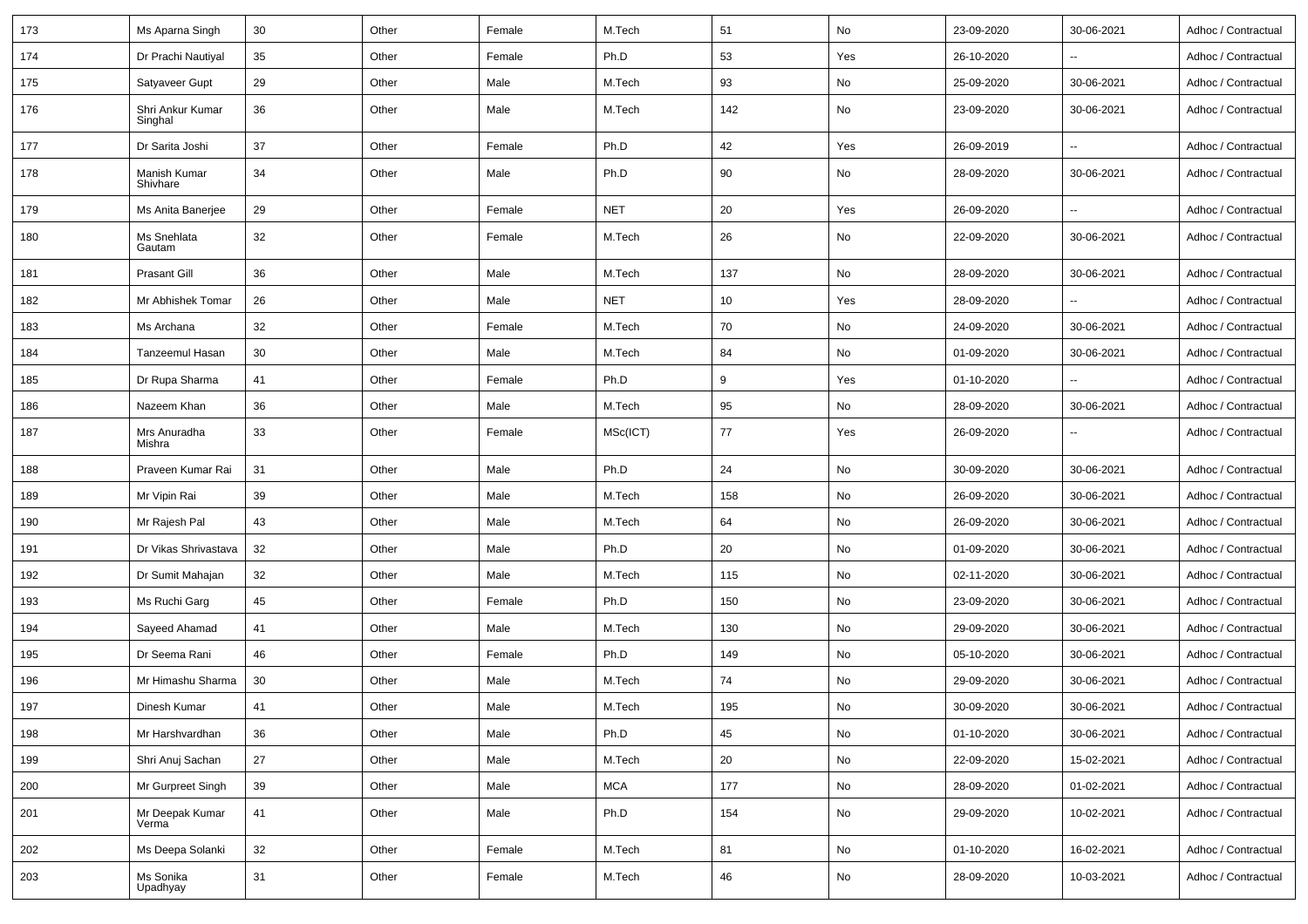| 173 | Ms Aparna Singh | 30 | Other | Female | M.Tech | 51 | No | 23-09-2020 | 30-06-2021 | Adhoc / Contractual |
|---|---|---|---|---|---|---|---|---|---|---|
| 174 | Dr Prachi Nautiyal | 35 | Other | Female | Ph.D | 53 | Yes | 26-10-2020 | -- | Adhoc / Contractual |
| 175 | Satyaveer Gupt | 29 | Other | Male | M.Tech | 93 | No | 25-09-2020 | 30-06-2021 | Adhoc / Contractual |
| 176 | Shri Ankur Kumar Singhal | 36 | Other | Male | M.Tech | 142 | No | 23-09-2020 | 30-06-2021 | Adhoc / Contractual |
| 177 | Dr Sarita Joshi | 37 | Other | Female | Ph.D | 42 | Yes | 26-09-2019 | -- | Adhoc / Contractual |
| 178 | Manish Kumar Shivhare | 34 | Other | Male | Ph.D | 90 | No | 28-09-2020 | 30-06-2021 | Adhoc / Contractual |
| 179 | Ms Anita Banerjee | 29 | Other | Female | NET | 20 | Yes | 26-09-2020 | -- | Adhoc / Contractual |
| 180 | Ms Snehlata Gautam | 32 | Other | Female | M.Tech | 26 | No | 22-09-2020 | 30-06-2021 | Adhoc / Contractual |
| 181 | Prasant Gill | 36 | Other | Male | M.Tech | 137 | No | 28-09-2020 | 30-06-2021 | Adhoc / Contractual |
| 182 | Mr Abhishek Tomar | 26 | Other | Male | NET | 10 | Yes | 28-09-2020 | -- | Adhoc / Contractual |
| 183 | Ms Archana | 32 | Other | Female | M.Tech | 70 | No | 24-09-2020 | 30-06-2021 | Adhoc / Contractual |
| 184 | Tanzeemul Hasan | 30 | Other | Male | M.Tech | 84 | No | 01-09-2020 | 30-06-2021 | Adhoc / Contractual |
| 185 | Dr Rupa Sharma | 41 | Other | Female | Ph.D | 9 | Yes | 01-10-2020 | -- | Adhoc / Contractual |
| 186 | Nazeem Khan | 36 | Other | Male | M.Tech | 95 | No | 28-09-2020 | 30-06-2021 | Adhoc / Contractual |
| 187 | Mrs Anuradha Mishra | 33 | Other | Female | MSc(ICT) | 77 | Yes | 26-09-2020 | -- | Adhoc / Contractual |
| 188 | Praveen Kumar Rai | 31 | Other | Male | Ph.D | 24 | No | 30-09-2020 | 30-06-2021 | Adhoc / Contractual |
| 189 | Mr Vipin Rai | 39 | Other | Male | M.Tech | 158 | No | 26-09-2020 | 30-06-2021 | Adhoc / Contractual |
| 190 | Mr Rajesh Pal | 43 | Other | Male | M.Tech | 64 | No | 26-09-2020 | 30-06-2021 | Adhoc / Contractual |
| 191 | Dr Vikas Shrivastava | 32 | Other | Male | Ph.D | 20 | No | 01-09-2020 | 30-06-2021 | Adhoc / Contractual |
| 192 | Dr Sumit Mahajan | 32 | Other | Male | M.Tech | 115 | No | 02-11-2020 | 30-06-2021 | Adhoc / Contractual |
| 193 | Ms Ruchi Garg | 45 | Other | Female | Ph.D | 150 | No | 23-09-2020 | 30-06-2021 | Adhoc / Contractual |
| 194 | Sayeed Ahamad | 41 | Other | Male | M.Tech | 130 | No | 29-09-2020 | 30-06-2021 | Adhoc / Contractual |
| 195 | Dr Seema Rani | 46 | Other | Female | Ph.D | 149 | No | 05-10-2020 | 30-06-2021 | Adhoc / Contractual |
| 196 | Mr Himashu Sharma | 30 | Other | Male | M.Tech | 74 | No | 29-09-2020 | 30-06-2021 | Adhoc / Contractual |
| 197 | Dinesh Kumar | 41 | Other | Male | M.Tech | 195 | No | 30-09-2020 | 30-06-2021 | Adhoc / Contractual |
| 198 | Mr Harshvardhan | 36 | Other | Male | Ph.D | 45 | No | 01-10-2020 | 30-06-2021 | Adhoc / Contractual |
| 199 | Shri Anuj Sachan | 27 | Other | Male | M.Tech | 20 | No | 22-09-2020 | 15-02-2021 | Adhoc / Contractual |
| 200 | Mr Gurpreet Singh | 39 | Other | Male | MCA | 177 | No | 28-09-2020 | 01-02-2021 | Adhoc / Contractual |
| 201 | Mr Deepak Kumar Verma | 41 | Other | Male | Ph.D | 154 | No | 29-09-2020 | 10-02-2021 | Adhoc / Contractual |
| 202 | Ms Deepa Solanki | 32 | Other | Female | M.Tech | 81 | No | 01-10-2020 | 16-02-2021 | Adhoc / Contractual |
| 203 | Ms Sonika Upadhyay | 31 | Other | Female | M.Tech | 46 | No | 28-09-2020 | 10-03-2021 | Adhoc / Contractual |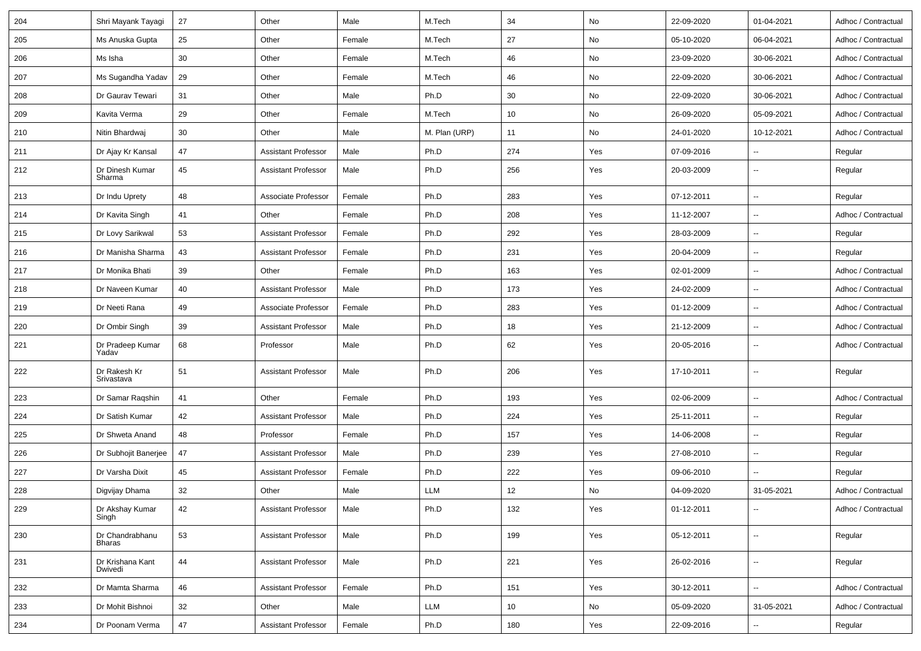| 204 | Shri Mayank Tayagi | 27 | Other | Male | M.Tech | 34 | No | 22-09-2020 | 01-04-2021 | Adhoc / Contractual |
|---|---|---|---|---|---|---|---|---|---|---|
| 205 | Ms Anuska Gupta | 25 | Other | Female | M.Tech | 27 | No | 05-10-2020 | 06-04-2021 | Adhoc / Contractual |
| 206 | Ms Isha | 30 | Other | Female | M.Tech | 46 | No | 23-09-2020 | 30-06-2021 | Adhoc / Contractual |
| 207 | Ms Sugandha Yadav | 29 | Other | Female | M.Tech | 46 | No | 22-09-2020 | 30-06-2021 | Adhoc / Contractual |
| 208 | Dr Gaurav Tewari | 31 | Other | Male | Ph.D | 30 | No | 22-09-2020 | 30-06-2021 | Adhoc / Contractual |
| 209 | Kavita Verma | 29 | Other | Female | M.Tech | 10 | No | 26-09-2020 | 05-09-2021 | Adhoc / Contractual |
| 210 | Nitin Bhardwaj | 30 | Other | Male | M. Plan (URP) | 11 | No | 24-01-2020 | 10-12-2021 | Adhoc / Contractual |
| 211 | Dr Ajay Kr Kansal | 47 | Assistant Professor | Male | Ph.D | 274 | Yes | 07-09-2016 | -- | Regular |
| 212 | Dr Dinesh Kumar Sharma | 45 | Assistant Professor | Male | Ph.D | 256 | Yes | 20-03-2009 | -- | Regular |
| 213 | Dr Indu Uprety | 48 | Associate Professor | Female | Ph.D | 283 | Yes | 07-12-2011 | -- | Regular |
| 214 | Dr Kavita Singh | 41 | Other | Female | Ph.D | 208 | Yes | 11-12-2007 | -- | Adhoc / Contractual |
| 215 | Dr Lovy Sarikwal | 53 | Assistant Professor | Female | Ph.D | 292 | Yes | 28-03-2009 | -- | Regular |
| 216 | Dr Manisha Sharma | 43 | Assistant Professor | Female | Ph.D | 231 | Yes | 20-04-2009 | -- | Regular |
| 217 | Dr Monika Bhati | 39 | Other | Female | Ph.D | 163 | Yes | 02-01-2009 | -- | Adhoc / Contractual |
| 218 | Dr Naveen Kumar | 40 | Assistant Professor | Male | Ph.D | 173 | Yes | 24-02-2009 | -- | Adhoc / Contractual |
| 219 | Dr Neeti Rana | 49 | Associate Professor | Female | Ph.D | 283 | Yes | 01-12-2009 | -- | Adhoc / Contractual |
| 220 | Dr Ombir Singh | 39 | Assistant Professor | Male | Ph.D | 18 | Yes | 21-12-2009 | -- | Adhoc / Contractual |
| 221 | Dr Pradeep Kumar Yadav | 68 | Professor | Male | Ph.D | 62 | Yes | 20-05-2016 | -- | Adhoc / Contractual |
| 222 | Dr Rakesh Kr Srivastava | 51 | Assistant Professor | Male | Ph.D | 206 | Yes | 17-10-2011 | -- | Regular |
| 223 | Dr Samar Raqshin | 41 | Other | Female | Ph.D | 193 | Yes | 02-06-2009 | -- | Adhoc / Contractual |
| 224 | Dr Satish Kumar | 42 | Assistant Professor | Male | Ph.D | 224 | Yes | 25-11-2011 | -- | Regular |
| 225 | Dr Shweta Anand | 48 | Professor | Female | Ph.D | 157 | Yes | 14-06-2008 | -- | Regular |
| 226 | Dr Subhojit Banerjee | 47 | Assistant Professor | Male | Ph.D | 239 | Yes | 27-08-2010 | -- | Regular |
| 227 | Dr Varsha Dixit | 45 | Assistant Professor | Female | Ph.D | 222 | Yes | 09-06-2010 | -- | Regular |
| 228 | Digvijay Dhama | 32 | Other | Male | LLM | 12 | No | 04-09-2020 | 31-05-2021 | Adhoc / Contractual |
| 229 | Dr Akshay Kumar Singh | 42 | Assistant Professor | Male | Ph.D | 132 | Yes | 01-12-2011 | -- | Adhoc / Contractual |
| 230 | Dr Chandrabhanu Bharas | 53 | Assistant Professor | Male | Ph.D | 199 | Yes | 05-12-2011 | -- | Regular |
| 231 | Dr Krishana Kant Dwivedi | 44 | Assistant Professor | Male | Ph.D | 221 | Yes | 26-02-2016 | -- | Regular |
| 232 | Dr Mamta Sharma | 46 | Assistant Professor | Female | Ph.D | 151 | Yes | 30-12-2011 | -- | Adhoc / Contractual |
| 233 | Dr Mohit Bishnoi | 32 | Other | Male | LLM | 10 | No | 05-09-2020 | 31-05-2021 | Adhoc / Contractual |
| 234 | Dr Poonam Verma | 47 | Assistant Professor | Female | Ph.D | 180 | Yes | 22-09-2016 | -- | Regular |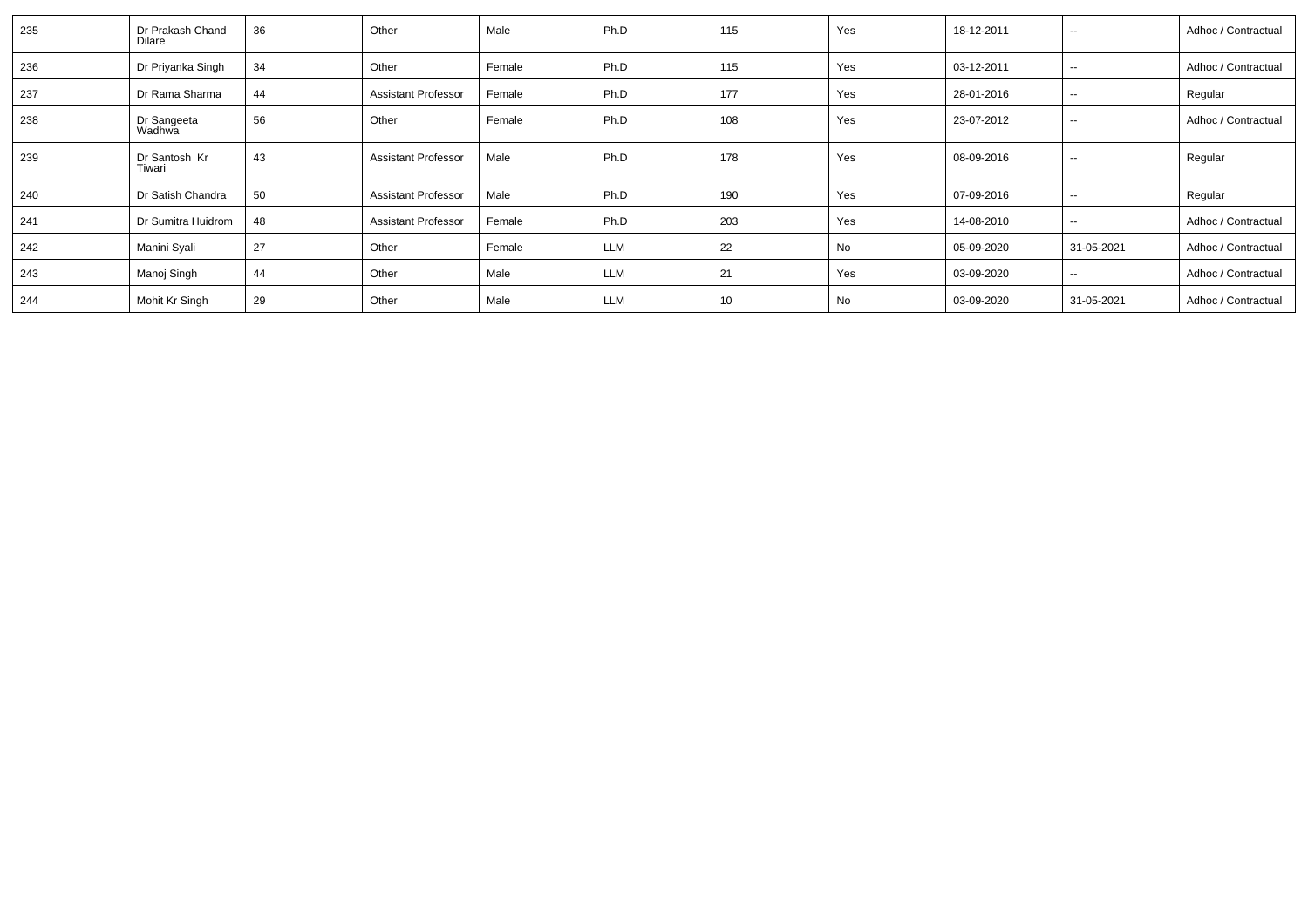| | | | | | | | | | | |
|---|---|---|---|---|---|---|---|---|---|---|
| 235 | Dr Prakash Chand Dilare | 36 | Other | Male | Ph.D | 115 | Yes | 18-12-2011 | -- | Adhoc / Contractual |
| 236 | Dr Priyanka Singh | 34 | Other | Female | Ph.D | 115 | Yes | 03-12-2011 | -- | Adhoc / Contractual |
| 237 | Dr Rama Sharma | 44 | Assistant Professor | Female | Ph.D | 177 | Yes | 28-01-2016 | -- | Regular |
| 238 | Dr Sangeeta Wadhwa | 56 | Other | Female | Ph.D | 108 | Yes | 23-07-2012 | -- | Adhoc / Contractual |
| 239 | Dr Santosh Kr Tiwari | 43 | Assistant Professor | Male | Ph.D | 178 | Yes | 08-09-2016 | -- | Regular |
| 240 | Dr Satish Chandra | 50 | Assistant Professor | Male | Ph.D | 190 | Yes | 07-09-2016 | -- | Regular |
| 241 | Dr Sumitra Huidrom | 48 | Assistant Professor | Female | Ph.D | 203 | Yes | 14-08-2010 | -- | Adhoc / Contractual |
| 242 | Manini Syali | 27 | Other | Female | LLM | 22 | No | 05-09-2020 | 31-05-2021 | Adhoc / Contractual |
| 243 | Manoj Singh | 44 | Other | Male | LLM | 21 | Yes | 03-09-2020 | -- | Adhoc / Contractual |
| 244 | Mohit Kr Singh | 29 | Other | Male | LLM | 10 | No | 03-09-2020 | 31-05-2021 | Adhoc / Contractual |